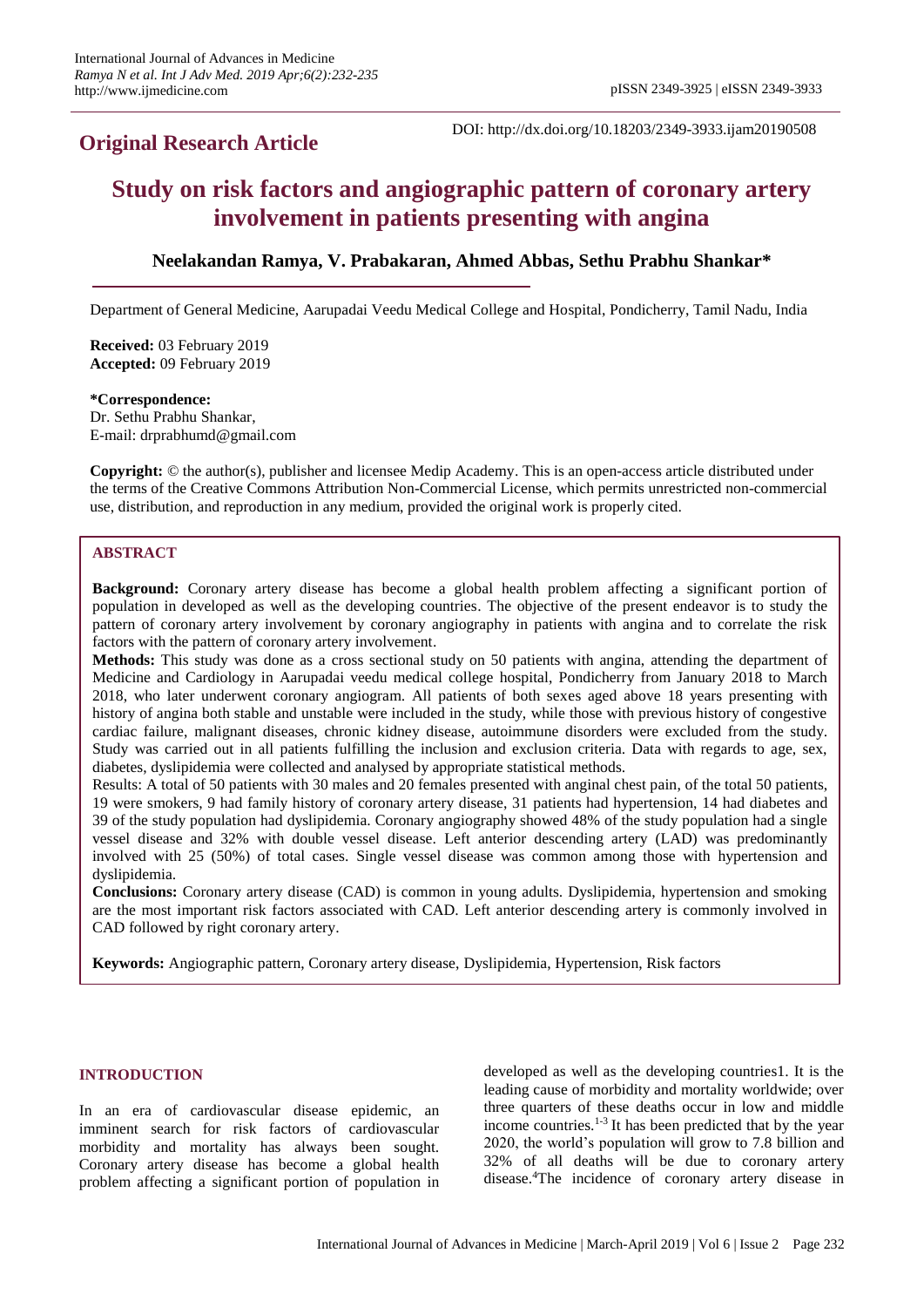**Original Research Article**

DOI: http://dx.doi.org/10.18203/2349-3933.ijam20190508

# Study on risk factors and angiographic pattern of coronary artery involvement in patients presenting with angina

**Neelakandan Ramya, V. Prabakaran, Ahmed Abbas, Sethu Prabhu Shankar***

Department of General Medicine, Aarupadai Veedu Medical College and Hospital, Pondicherry, Tamil Nadu, India

**Received:** 03 February 2019
**Accepted:** 09 February 2019

***Correspondence:**
Dr. Sethu Prabhu Shankar,
E-mail: drprabhumd@gmail.com

**Copyright:** © the author(s), publisher and licensee Medip Academy. This is an open-access article distributed under the terms of the Creative Commons Attribution Non-Commercial License, which permits unrestricted non-commercial use, distribution, and reproduction in any medium, provided the original work is properly cited.

## ABSTRACT

**Background:** Coronary artery disease has become a global health problem affecting a significant portion of population in developed as well as the developing countries. The objective of the present endeavor is to study the pattern of coronary artery involvement by coronary angiography in patients with angina and to correlate the risk factors with the pattern of coronary artery involvement.

**Methods:** This study was done as a cross sectional study on 50 patients with angina, attending the department of Medicine and Cardiology in Aarupadai veedu medical college hospital, Pondicherry from January 2018 to March 2018, who later underwent coronary angiogram. All patients of both sexes aged above 18 years presenting with history of angina both stable and unstable were included in the study, while those with previous history of congestive cardiac failure, malignant diseases, chronic kidney disease, autoimmune disorders were excluded from the study. Study was carried out in all patients fulfilling the inclusion and exclusion criteria. Data with regards to age, sex, diabetes, dyslipidemia were collected and analysed by appropriate statistical methods.

**Results:** A total of 50 patients with 30 males and 20 females presented with anginal chest pain, of the total 50 patients, 19 were smokers, 9 had family history of coronary artery disease, 31 patients had hypertension, 14 had diabetes and 39 of the study population had dyslipidemia. Coronary angiography showed 48% of the study population had a single vessel disease and 32% with double vessel disease. Left anterior descending artery (LAD) was predominantly involved with 25 (50%) of total cases. Single vessel disease was common among those with hypertension and dyslipidemia.

**Conclusions:** Coronary artery disease (CAD) is common in young adults. Dyslipidemia, hypertension and smoking are the most important risk factors associated with CAD. Left anterior descending artery is commonly involved in CAD followed by right coronary artery.

**Keywords:** Angiographic pattern, Coronary artery disease, Dyslipidemia, Hypertension, Risk factors

## INTRODUCTION

In an era of cardiovascular disease epidemic, an imminent search for risk factors of cardiovascular morbidity and mortality has always been sought. Coronary artery disease has become a global health problem affecting a significant portion of population in developed as well as the developing countries1. It is the leading cause of morbidity and mortality worldwide; over three quarters of these deaths occur in low and middle income countries.[1-3] It has been predicted that by the year 2020, the world's population will grow to 7.8 billion and 32% of all deaths will be due to coronary artery disease.[4]The incidence of coronary artery disease in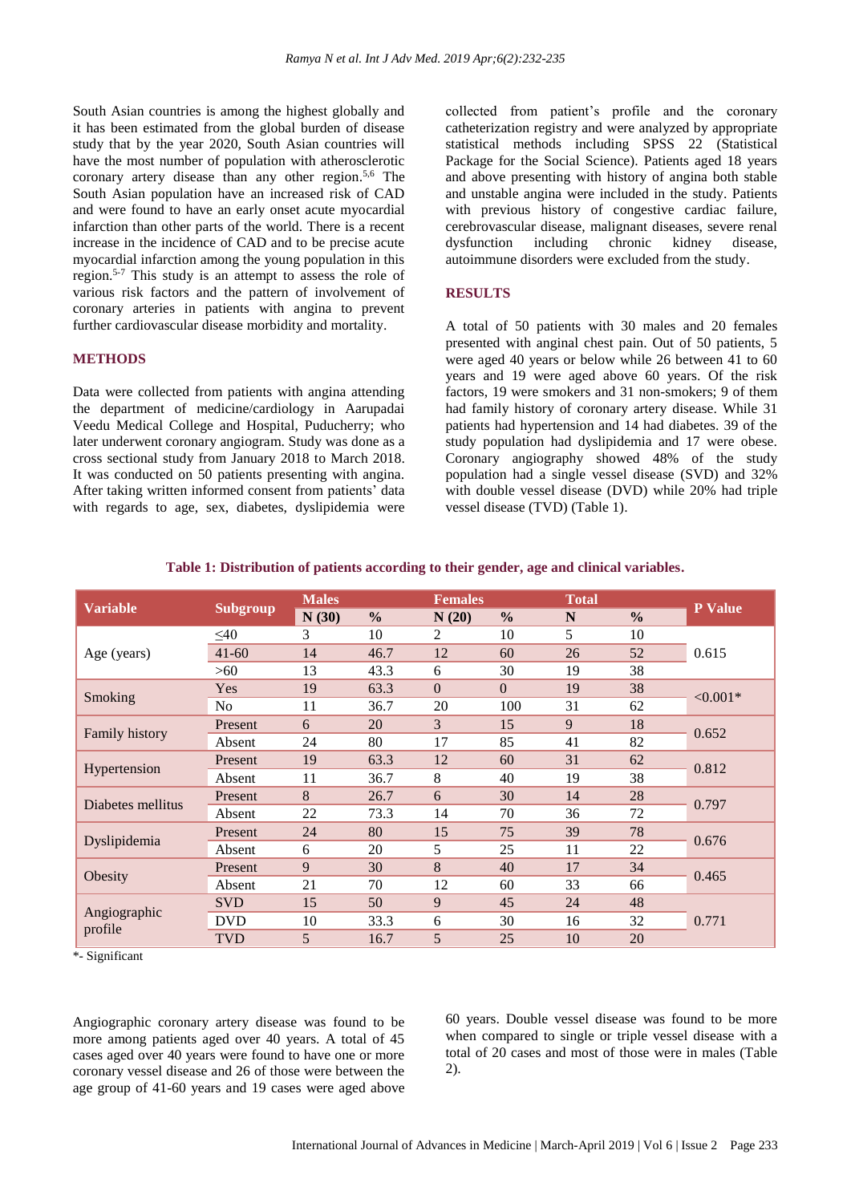South Asian countries is among the highest globally and it has been estimated from the global burden of disease study that by the year 2020, South Asian countries will have the most number of population with atherosclerotic coronary artery disease than any other region.[5,6] The South Asian population have an increased risk of CAD and were found to have an early onset acute myocardial infarction than other parts of the world. There is a recent increase in the incidence of CAD and to be precise acute myocardial infarction among the young population in this region.[5-7] This study is an attempt to assess the role of various risk factors and the pattern of involvement of coronary arteries in patients with angina to prevent further cardiovascular disease morbidity and mortality.

## METHODS

Data were collected from patients with angina attending the department of medicine/cardiology in Aarupadai Veedu Medical College and Hospital, Puducherry; who later underwent coronary angiogram. Study was done as a cross sectional study from January 2018 to March 2018. It was conducted on 50 patients presenting with angina. After taking written informed consent from patients' data with regards to age, sex, diabetes, dyslipidemia were collected from patient's profile and the coronary catheterization registry and were analyzed by appropriate statistical methods including SPSS 22 (Statistical Package for the Social Science). Patients aged 18 years and above presenting with history of angina both stable and unstable angina were included in the study. Patients with previous history of congestive cardiac failure, cerebrovascular disease, malignant diseases, severe renal dysfunction including chronic kidney disease, autoimmune disorders were excluded from the study.

## RESULTS

A total of 50 patients with 30 males and 20 females presented with anginal chest pain. Out of 50 patients, 5 were aged 40 years or below while 26 between 41 to 60 years and 19 were aged above 60 years. Of the risk factors, 19 were smokers and 31 non-smokers; 9 of them had family history of coronary artery disease. While 31 patients had hypertension and 14 had diabetes. 39 of the study population had dyslipidemia and 17 were obese. Coronary angiography showed 48% of the study population had a single vessel disease (SVD) and 32% with double vessel disease (DVD) while 20% had triple vessel disease (TVD) (Table 1).

**Table 1: Distribution of patients according to their gender, age and clinical variables.**

| Variable | Subgroup | Males | | Females | | Total | | P Value |
|---|---|---|---|---|---|---|---|---|
| | | N (30) | % | N (20) | % | N | % | |
| Age (years) | ≤40 | 3 | 10 | 2 | 10 | 5 | 10 | 0.615 |
| | 41-60 | 14 | 46.7 | 12 | 60 | 26 | 52 | |
| | >60 | 13 | 43.3 | 6 | 30 | 19 | 38 | |
| Smoking | Yes | 19 | 63.3 | 0 | 0 | 19 | 38 | <0.001* |
| | No | 11 | 36.7 | 20 | 100 | 31 | 62 | |
| Family history | Present | 6 | 20 | 3 | 15 | 9 | 18 | 0.652 |
| | Absent | 24 | 80 | 17 | 85 | 41 | 82 | |
| Hypertension | Present | 19 | 63.3 | 12 | 60 | 31 | 62 | 0.812 |
| | Absent | 11 | 36.7 | 8 | 40 | 19 | 38 | |
| Diabetes mellitus | Present | 8 | 26.7 | 6 | 30 | 14 | 28 | 0.797 |
| | Absent | 22 | 73.3 | 14 | 70 | 36 | 72 | |
| Dyslipidemia | Present | 24 | 80 | 15 | 75 | 39 | 78 | 0.676 |
| | Absent | 6 | 20 | 5 | 25 | 11 | 22 | |
| Obesity | Present | 9 | 30 | 8 | 40 | 17 | 34 | 0.465 |
| | Absent | 21 | 70 | 12 | 60 | 33 | 66 | |
| Angiographic profile | SVD | 15 | 50 | 9 | 45 | 24 | 48 | 0.771 |
| | DVD | 10 | 33.3 | 6 | 30 | 16 | 32 | |
| | TVD | 5 | 16.7 | 5 | 25 | 10 | 20 | |

*- Significant

Angiographic coronary artery disease was found to be more among patients aged over 40 years. A total of 45 cases aged over 40 years were found to have one or more coronary vessel disease and 26 of those were between the age group of 41-60 years and 19 cases were aged above 60 years. Double vessel disease was found to be more when compared to single or triple vessel disease with a total of 20 cases and most of those were in males (Table 2).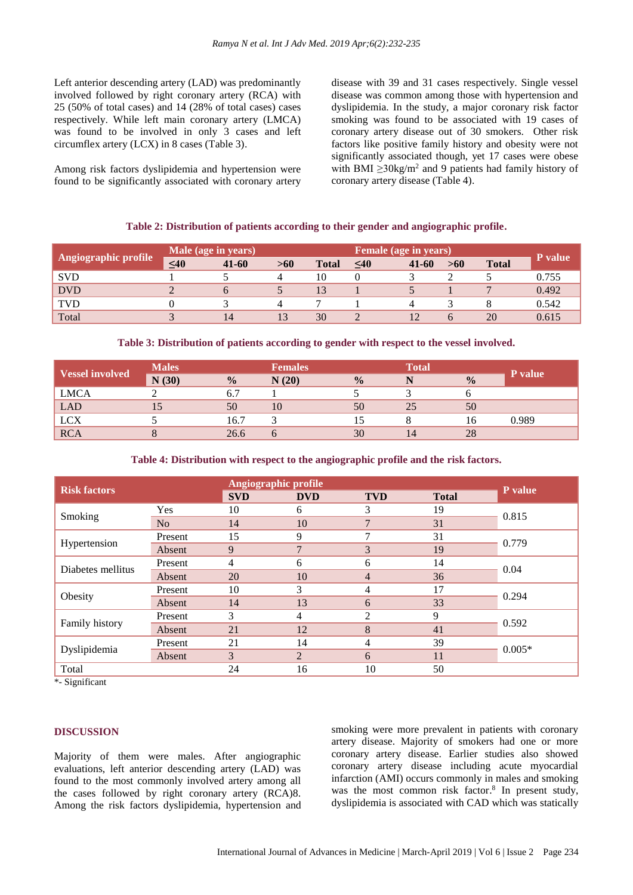Left anterior descending artery (LAD) was predominantly involved followed by right coronary artery (RCA) with 25 (50% of total cases) and 14 (28% of total cases) cases respectively. While left main coronary artery (LMCA) was found to be involved in only 3 cases and left circumflex artery (LCX) in 8 cases (Table 3).

Among risk factors dyslipidemia and hypertension were found to be significantly associated with coronary artery disease with 39 and 31 cases respectively. Single vessel disease was common among those with hypertension and dyslipidemia. In the study, a major coronary risk factor smoking was found to be associated with 19 cases of coronary artery disease out of 30 smokers. Other risk factors like positive family history and obesity were not significantly associated though, yet 17 cases were obese with BMI ≥30kg/m$^2$ and 9 patients had family history of coronary artery disease (Table 4).

**Table 2: Distribution of patients according to their gender and angiographic profile.**

| Angiographic profile | Male (age in years) | | | | Female (age in years) | | | | P value |
|---|---|---|---|---|---|---|---|---|---|
| | ≤40 | 41-60 | >60 | Total | ≤40 | 41-60 | >60 | Total | |
| SVD | 1 | 5 | 4 | 10 | 0 | 3 | 2 | 5 | 0.755 |
| DVD | 2 | 6 | 5 | 13 | 1 | 5 | 1 | 7 | 0.492 |
| TVD | 0 | 3 | 4 | 7 | 1 | 4 | 3 | 8 | 0.542 |
| Total | 3 | 14 | 13 | 30 | 2 | 12 | 6 | 20 | 0.615 |

**Table 3: Distribution of patients according to gender with respect to the vessel involved.**

| Vessel involved | Males | | Females | | Total | | P value |
|---|---|---|---|---|---|---|---|
| | N (30) | % | N (20) | % | N | % | |
| LMCA | 2 | 6.7 | 1 | 5 | 3 | 6 | |
| LAD | 15 | 50 | 10 | 50 | 25 | 50 | |
| LCX | 5 | 16.7 | 3 | 15 | 8 | 16 | 0.989 |
| RCA | 8 | 26.6 | 6 | 30 | 14 | 28 | |

**Table 4: Distribution with respect to the angiographic profile and the risk factors.**

| Risk factors | | Angiographic profile | | | | P value |
|---|---|---|---|---|---|---|
| | | SVD | DVD | TVD | Total | |
| Smoking | Yes | 10 | 6 | 3 | 19 | 0.815 |
| | No | 14 | 10 | 7 | 31 | |
| Hypertension | Present | 15 | 9 | 7 | 31 | 0.779 |
| | Absent | 9 | 7 | 3 | 19 | |
| Diabetes mellitus | Present | 4 | 6 | 6 | 14 | 0.04 |
| | Absent | 20 | 10 | 4 | 36 | |
| Obesity | Present | 10 | 3 | 4 | 17 | 0.294 |
| | Absent | 14 | 13 | 6 | 33 | |
| Family history | Present | 3 | 4 | 2 | 9 | 0.592 |
| | Absent | 21 | 12 | 8 | 41 | |
| Dyslipidemia | Present | 21 | 14 | 4 | 39 | 0.005* |
| | Absent | 3 | 2 | 6 | 11 | |
| Total | | 24 | 16 | 10 | 50 | |

*- Significant

## DISCUSSION

Majority of them were males. After angiographic evaluations, left anterior descending artery (LAD) was found to the most commonly involved artery among all the cases followed by right coronary artery (RCA)8. Among the risk factors dyslipidemia, hypertension and smoking were more prevalent in patients with coronary artery disease. Majority of smokers had one or more coronary artery disease. Earlier studies also showed coronary artery disease including acute myocardial infarction (AMI) occurs commonly in males and smoking was the most common risk factor.[8] In present study, dyslipidemia is associated with CAD which was statically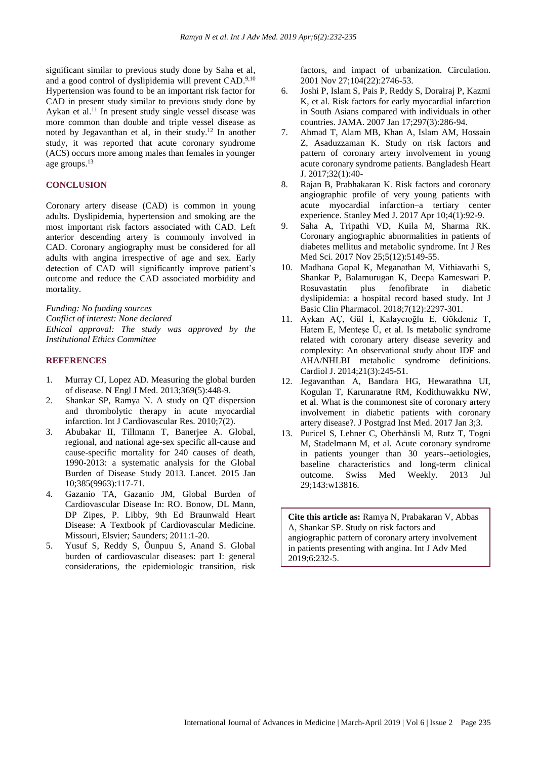significant similar to previous study done by Saha et al, and a good control of dyslipidemia will prevent CAD.[9,10] Hypertension was found to be an important risk factor for CAD in present study similar to previous study done by Aykan et al.[11] In present study single vessel disease was more common than double and triple vessel disease as noted by Jegavanthan et al, in their study.[12] In another study, it was reported that acute coronary syndrome (ACS) occurs more among males than females in younger age groups.[13]

## CONCLUSION

Coronary artery disease (CAD) is common in young adults. Dyslipidemia, hypertension and smoking are the most important risk factors associated with CAD. Left anterior descending artery is commonly involved in CAD. Coronary angiography must be considered for all adults with angina irrespective of age and sex. Early detection of CAD will significantly improve patient's outcome and reduce the CAD associated morbidity and mortality.

*Funding: No funding sources*
*Conflict of interest: None declared*
*Ethical approval: The study was approved by the Institutional Ethics Committee*

## REFERENCES

1. Murray CJ, Lopez AD. Measuring the global burden of disease. N Engl J Med. 2013;369(5):448-9.
2. Shankar SP, Ramya N. A study on QT dispersion and thrombolytic therapy in acute myocardial infarction. Int J Cardiovascular Res. 2010;7(2).
3. Abubakar II, Tillmann T, Banerjee A. Global, regional, and national age-sex specific all-cause and cause-specific mortality for 240 causes of death, 1990-2013: a systematic analysis for the Global Burden of Disease Study 2013. Lancet. 2015 Jan 10;385(9963):117-71.
4. Gazanio TA, Gazanio JM, Global Burden of Cardiovascular Disease In: RO. Bonow, DL Mann, DP Zipes, P. Libby, 9th Ed Braunwald Heart Disease: A Textbook pf Cardiovascular Medicine. Missouri, Elsvier; Saunders; 2011:1-20.
5. Yusuf S, Reddy S, Ôunpuu S, Anand S. Global burden of cardiovascular diseases: part I: general considerations, the epidemiologic transition, risk factors, and impact of urbanization. Circulation. 2001 Nov 27;104(22):2746-53.
6. Joshi P, Islam S, Pais P, Reddy S, Dorairaj P, Kazmi K, et al. Risk factors for early myocardial infarction in South Asians compared with individuals in other countries. JAMA. 2007 Jan 17;297(3):286-94.
7. Ahmad T, Alam MB, Khan A, Islam AM, Hossain Z, Asaduzzaman K. Study on risk factors and pattern of coronary artery involvement in young acute coronary syndrome patients. Bangladesh Heart J. 2017;32(1):40-
8. Rajan B, Prabhakaran K. Risk factors and coronary angiographic profile of very young patients with acute myocardial infarction–a tertiary center experience. Stanley Med J. 2017 Apr 10;4(1):92-9.
9. Saha A, Tripathi VD, Kuila M, Sharma RK. Coronary angiographic abnormalities in patients of diabetes mellitus and metabolic syndrome. Int J Res Med Sci. 2017 Nov 25;5(12):5149-55.
10. Madhana Gopal K, Meganathan M, Vithiavathi S, Shankar P, Balamurugan K, Deepa Kameswari P. Rosuvastatin plus fenofibrate in diabetic dyslipidemia: a hospital record based study. Int J Basic Clin Pharmacol. 2018;7(12):2297-301.
11. Aykan AÇ, Gül İ, Kalaycıoğlu E, Gökdeniz T, Hatem E, Menteşe Ü, et al. Is metabolic syndrome related with coronary artery disease severity and complexity: An observational study about IDF and AHA/NHLBI metabolic syndrome definitions. Cardiol J. 2014;21(3):245-51.
12. Jegavanthan A, Bandara HG, Hewarathna UI, Kogulan T, Karunaratne RM, Kodithuwakku NW, et al. What is the commonest site of coronary artery involvement in diabetic patients with coronary artery disease?. J Postgrad Inst Med. 2017 Jan 3;3.
13. Puricel S, Lehner C, Oberhänsli M, Rutz T, Togni M, Stadelmann M, et al. Acute coronary syndrome in patients younger than 30 years--aetiologies, baseline characteristics and long-term clinical outcome. Swiss Med Weekly. 2013 Jul 29;143:w13816.

**Cite this article as:** Ramya N, Prabakaran V, Abbas A, Shankar SP. Study on risk factors and angiographic pattern of coronary artery involvement in patients presenting with angina. Int J Adv Med 2019;6:232-5.